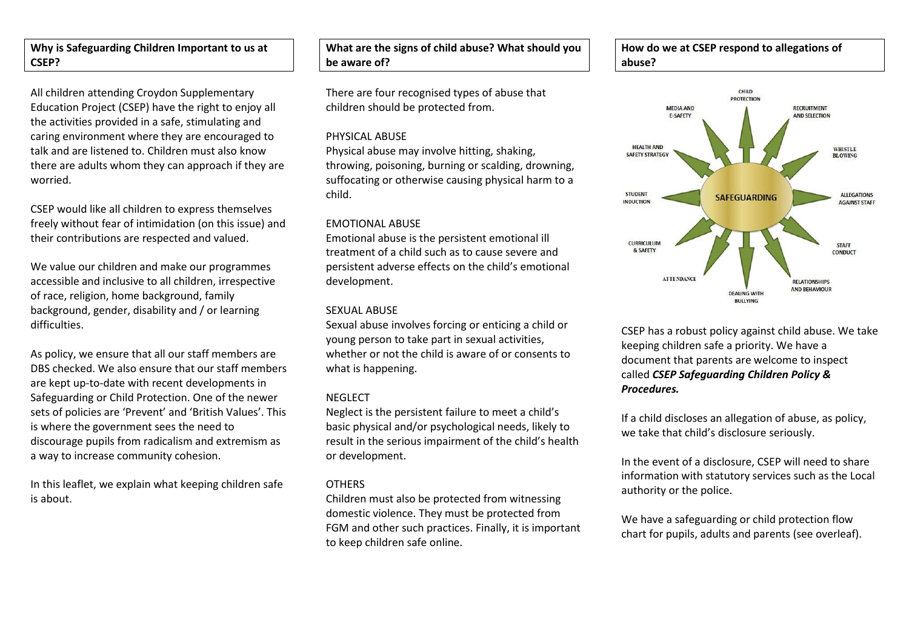## Why is Safeguarding Children Important to us at CSEP?

All children attending Croydon Supplementary Education Project (CSEP) have the right to enjoy all the activities provided in a safe, stimulating and caring environment where they are encouraged to talk and are listened to. Children must also know there are adults whom they can approach if they are worried.

CSEP would like all children to express themselves freely without fear of intimidation (on this issue) and their contributions are respected and valued.

We value our children and make our programmes accessible and inclusive to all children, irrespective of race, religion, home background, family background, gender, disability and / or learning difficulties.

As policy, we ensure that all our staff members are DBS checked. We also ensure that our staff members are kept up-to-date with recent developments in Safeguarding or Child Protection. One of the newer sets of policies are 'Prevent' and 'British Values'. This is where the government sees the need to discourage pupils from radicalism and extremism as a way to increase community cohesion.

In this leaflet, we explain what keeping children safe is about.

## What are the signs of child abuse? What should you be aware of?

There are four recognised types of abuse that children should be protected from.

PHYSICAL ABUSE

Physical abuse may involve hitting, shaking, throwing, poisoning, burning or scalding, drowning, suffocating or otherwise causing physical harm to a child.

EMOTIONAL ABUSE

Emotional abuse is the persistent emotional ill treatment of a child such as to cause severe and persistent adverse effects on the child's emotional development.

SEXUAL ABUSE

Sexual abuse involves forcing or enticing a child or young person to take part in sexual activities, whether or not the child is aware of or consents to what is happening.

NEGLECT

Neglect is the persistent failure to meet a child's basic physical and/or psychological needs, likely to result in the serious impairment of the child's health or development.

OTHERS

Children must also be protected from witnessing domestic violence. They must be protected from FGM and other such practices. Finally, it is important to keep children safe online.

## How do we at CSEP respond to allegations of abuse?

SAFEGUARDING: CHILD PROTECTION, RECRUITMENT AND SELECTION, WHISTLE BLOWING, ALLEGATIONS AGAINST STAFF, STAFF CONDUCT, RELATIONSHIPS AND BEHAVIOUR, DEALING WITH BULLYING, ATTENDANCE, CURRICULUM & SAFETY, STUDENT INDUCTION, HEALTH AND SAFETY STRATEGY, MEDIA AND E-SAFETY

CSEP has a robust policy against child abuse. We take keeping children safe a priority. We have a document that parents are welcome to inspect called ***CSEP Safeguarding Children Policy & Procedures.***

If a child discloses an allegation of abuse, as policy, we take that child's disclosure seriously.

In the event of a disclosure, CSEP will need to share information with statutory services such as the Local authority or the police.

We have a safeguarding or child protection flow chart for pupils, adults and parents (see overleaf).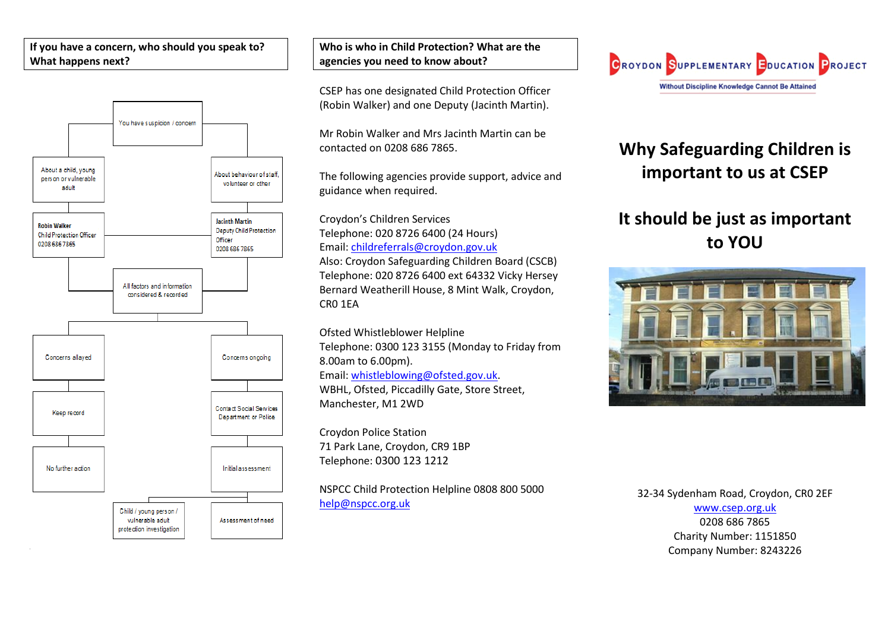## If you have a concern, who should you speak to? What happens next?

You have suspicion / concern

About a child, young person or vulnerable adult

About behaviour of staff, volunteer or other

Robin Walker
Child Protection Officer
0208 686 7865

Jacinth Martin
Deputy Child Protection Officer
0208 686 7865

All factors and information considered & recorded

Concerns alayed

Concerns ongoing

Keep record

Contact Social Services Department or Police

No further action

Initial assessment

Child / young person / vulnerable adult protection investigation

Assessment of need

## Who is who in Child Protection? What are the agencies you need to know about?

CSEP has one designated Child Protection Officer (Robin Walker) and one Deputy (Jacinth Martin).

Mr Robin Walker and Mrs Jacinth Martin can be contacted on 0208 686 7865.

The following agencies provide support, advice and guidance when required.

Croydon's Children Services
Telephone: 020 8726 6400 (24 Hours)
Email: childreferrals@croydon.gov.uk
Also: Croydon Safeguarding Children Board (CSCB)
Telephone: 020 8726 6400 ext 64332 Vicky Hersey
Bernard Weatherill House, 8 Mint Walk, Croydon, CR0 1EA

Ofsted Whistleblower Helpline
Telephone: 0300 123 3155 (Monday to Friday from 8.00am to 6.00pm).
Email: whistleblowing@ofsted.gov.uk.
WBHL, Ofsted, Piccadilly Gate, Store Street, Manchester, M1 2WD

Croydon Police Station
71 Park Lane, Croydon, CR9 1BP
Telephone: 0300 123 1212

NSPCC Child Protection Helpline 0808 800 5000
help@nspcc.org.uk

CROYDON SUPPLEMENTARY EDUCATION PROJECT

Without Discipline Knowledge Cannot Be Attained

# Why Safeguarding Children is important to us at CSEP

# It should be just as important to YOU

32-34 Sydenham Road, Croydon, CR0 2EF
www.csep.org.uk
0208 686 7865
Charity Number: 1151850
Company Number: 8243226